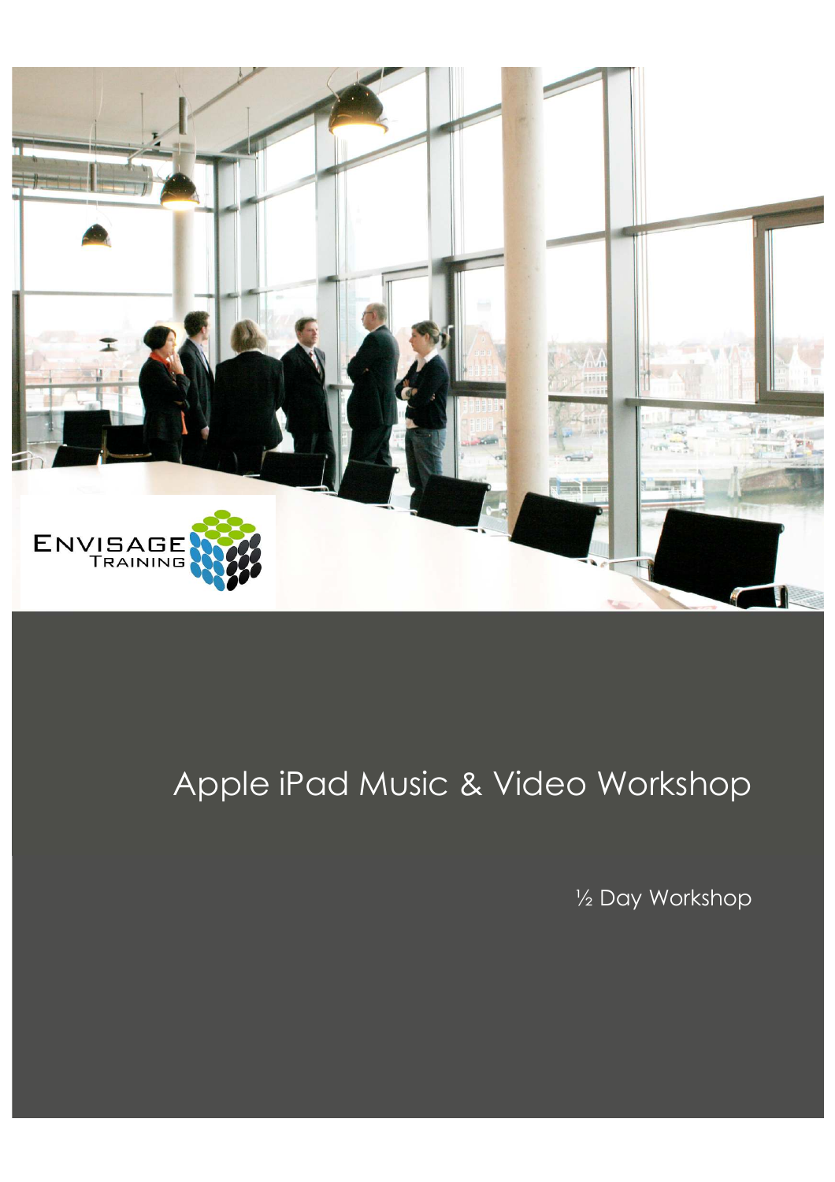# Apple iPad Music & Video Workshop

½ Day Workshop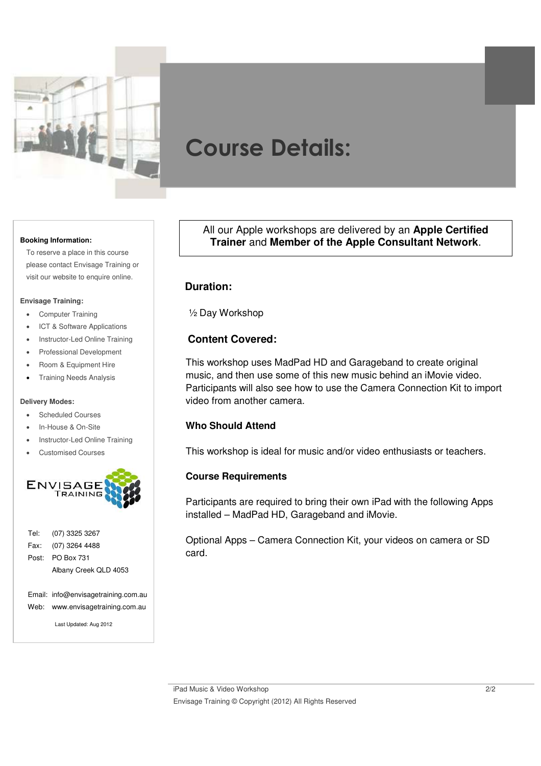# Course Details:

All our Apple workshops are delivered by an **Apple Certified Trainer** and **Member of the Apple Consultant Network**.

## Duration:

½ Day Workshop

## Content Covered:

This workshop uses MadPad HD and Garageband to create original music, and then use some of this new music behind an iMovie video. Participants will also see how to use the Camera Connection Kit to import video from another camera.

### Who Should Attend

This workshop is ideal for music and/or video enthusiasts or teachers.

### Course Requirements

Participants are required to bring their own iPad with the following Apps installed – MadPad HD, Garageband and iMovie.

Optional Apps – Camera Connection Kit, your videos on camera or SD card.

**Booking Information:**

To reserve a place in this course please contact Envisage Training or visit our website to enquire online.

**Envisage Training:**

- Computer Training
- ICT & Software Applications
- Instructor-Led Online Training
- Professional Development
- Room & Equipment Hire
- Training Needs Analysis

**Delivery Modes:**

- Scheduled Courses
- In-House & On-Site
- Instructor-Led Online Training
- Customised Courses

ENVISAGE TRAINING

Tel: (07) 3325 3267
Fax: (07) 3264 4488
Post: PO Box 731
Albany Creek QLD 4053

Email: info@envisagetraining.com.au
Web: www.envisagetraining.com.au

Last Updated: Aug 2012

iPad Music & Video Workshop

Envisage Training © Copyright (2012) All Rights Reserved